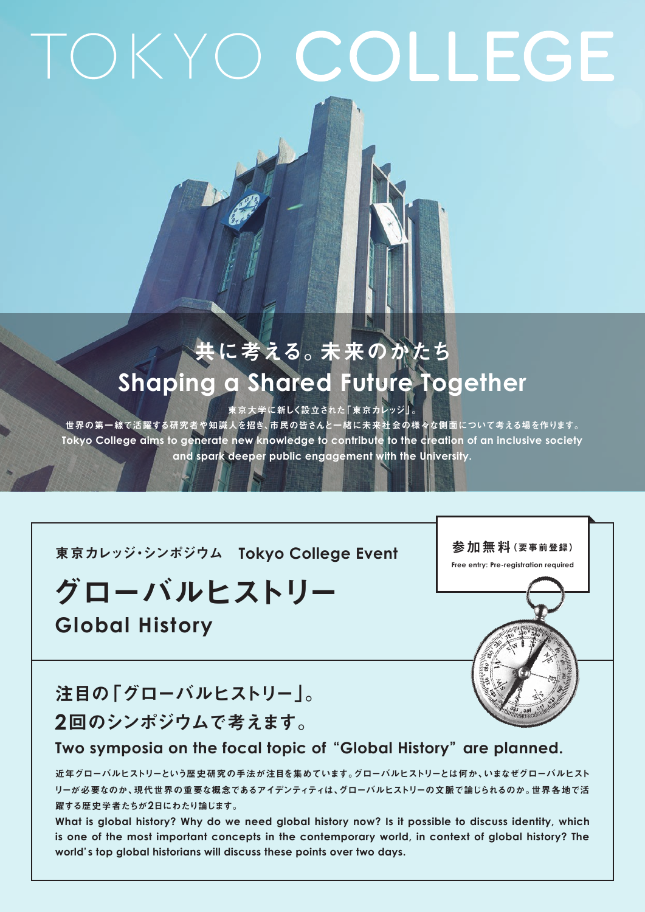# TOKYO COLLEGE

## 共に考える。未来のかたち
## Shaping a Shared Future Together

東京大学に新しく設立された「東京カレッジ」。
世界の第一線で活躍する研究者や知識人を招き、市民の皆さんと一緒に未来社会の様々な側面について考える場を作ります。
Tokyo College aims to generate new knowledge to contribute to the creation of an inclusive society and spark deeper public engagement with the University.

東京カレッジ・シンポジウム　Tokyo College Event

**参加無料（要事前登録）**
Free entry: Pre-registration required

# グローバルヒストリー
# Global History

## 注目の「グローバルヒストリー」。
## 2回のシンポジウムで考えます。

### Two symposia on the focal topic of “Global History” are planned.

近年グローバルヒストリーという歴史研究の手法が注目を集めています。グローバルヒストリーとは何か、いまなぜグローバルヒストリーが必要なのか、現代世界の重要な概念であるアイデンティティは、グローバルヒストリーの文脈で論じられるのか。世界各地で活躍する歴史学者たちが2日にわたり論じます。

What is global history? Why do we need global history now? Is it possible to discuss identity, which is one of the most important concepts in the contemporary world, in context of global history? The world’s top global historians will discuss these points over two days.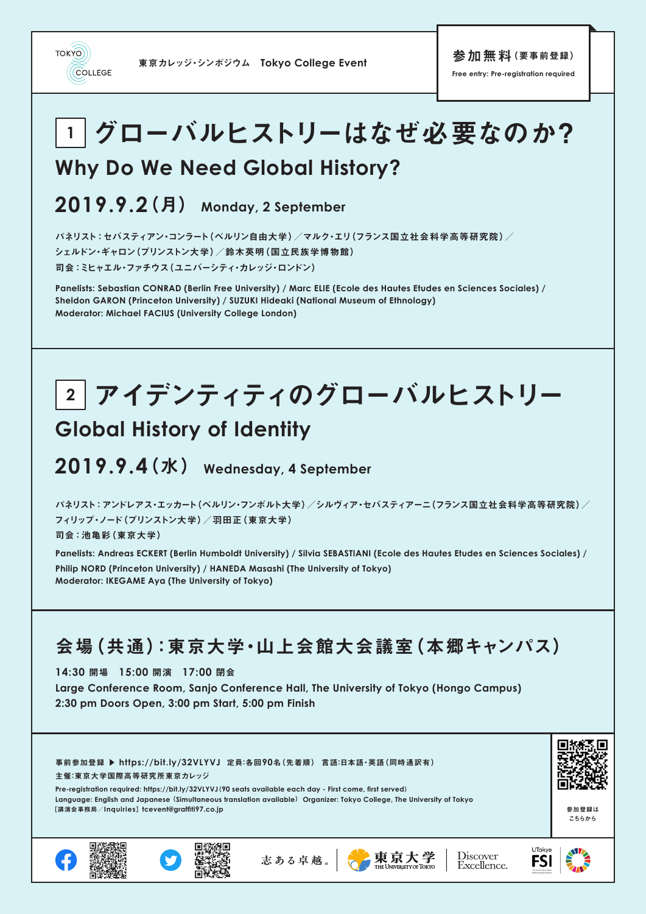TOKYO COLLEGE

東京カレッジ・シンポジウム　Tokyo College Event

**参加無料（要事前登録）**
Free entry: Pre-registration required

# 1 グローバルヒストリーはなぜ必要なのか?

## Why Do We Need Global History?

### 2019.9.2（月） Monday, 2 September

パネリスト：セバスティアン・コンラート（ベルリン自由大学）／マルク・エリ（フランス国立社会科学高等研究院）／シェルドン・ギャロン（プリンストン大学）／鈴木英明（国立民族学博物館）
司会：ミヒャエル・ファチウス（ユニバーシティ・カレッジ・ロンドン）

Panelists: Sebastian CONRAD (Berlin Free University) / Marc ELIE (Ecole des Hautes Etudes en Sciences Sociales) / Sheldon GARON (Princeton University) / SUZUKI Hideaki (National Museum of Ethnology)
Moderator: Michael FACIUS (University College London)

# 2 アイデンティティのグローバルヒストリー

## Global History of Identity

### 2019.9.4（水） Wednesday, 4 September

パネリスト：アンドレアス・エッカート（ベルリン・フンボルト大学）／シルヴィア・セバスティアーニ（フランス国立社会科学高等研究院）／フィリップ・ノード（プリンストン大学）／羽田正（東京大学）
司会：池亀彩（東京大学）

Panelists: Andreas ECKERT (Berlin Humboldt University) / Silvia SEBASTIANI (Ecole des Hautes Etudes en Sciences Sociales) / Philip NORD (Princeton University) / HANEDA Masashi (The University of Tokyo)
Moderator: IKEGAME Aya (The University of Tokyo)

## 会場（共通）：東京大学・山上会館大会議室（本郷キャンパス）

14:30 開場　15:00 開演　17:00 閉会
Large Conference Room, Sanjo Conference Hall, The University of Tokyo (Hongo Campus)
2:30 pm Doors Open, 3:00 pm Start, 5:00 pm Finish

事前参加登録 ▶ https://bit.ly/32VLYVJ　定員:各回90名（先着順）　言語:日本語・英語（同時通訳有）
主催:東京大学国際高等研究所東京カレッジ

Pre-registration required: https://bit.ly/32VLYVJ (90 seats available each day - First come, first served)
Language: English and Japanese (Simultaneous translation available) Organizer: Tokyo College, The University of Tokyo
[講演会事務局／Inquiries] tcevent@graffiti97.co.jp

参加登録はこちらから

志ある卓越。　東京大学 THE UNIVERSITY OF TOKYO　Discover Excellence.　UTokyo FSI